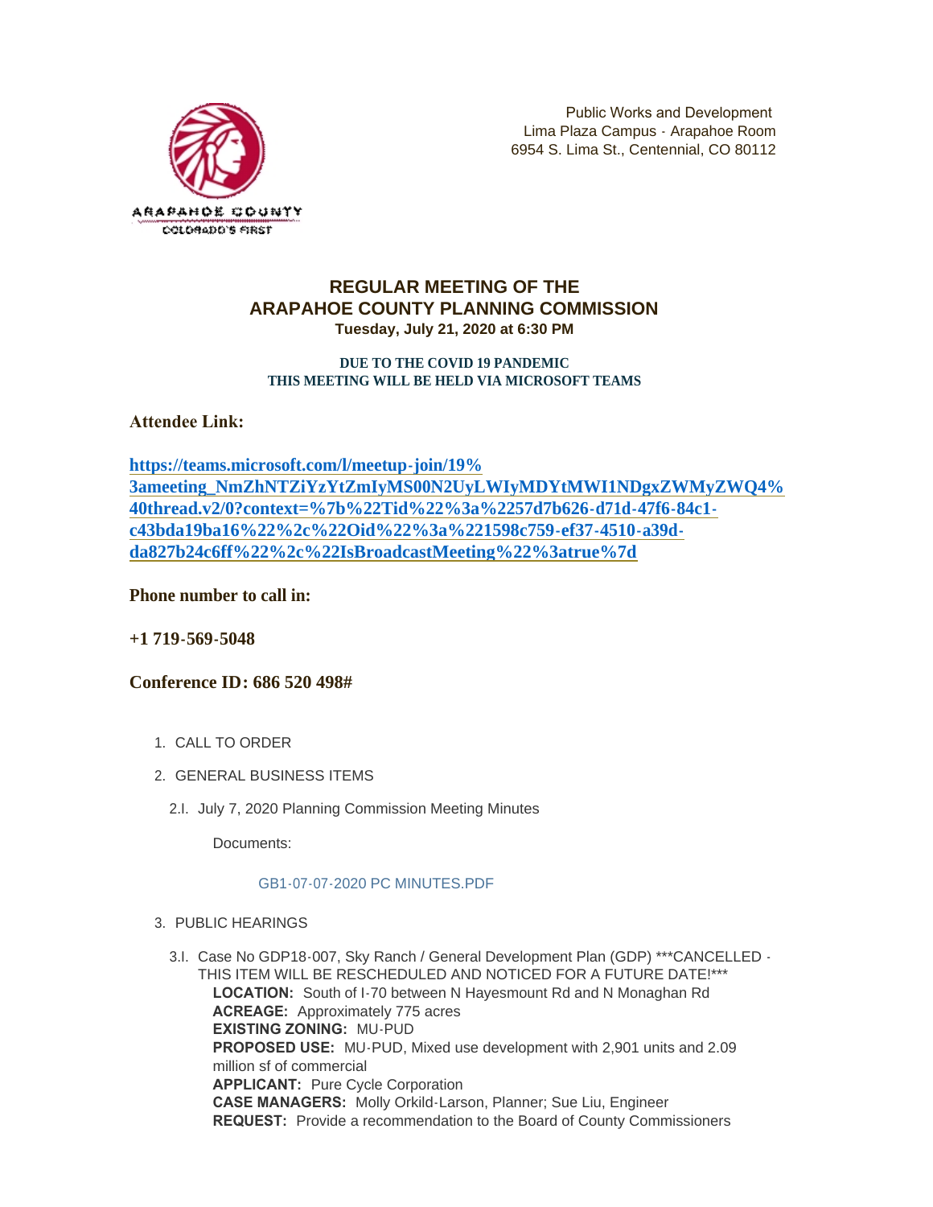Public Works and Development
Lima Plaza Campus - Arapahoe Room
6954 S. Lima St., Centennial, CO 80112

# REGULAR MEETING OF THE ARAPAHOE COUNTY PLANNING COMMISSION

**Tuesday, July 21, 2020 at 6:30 PM**

**DUE TO THE COVID 19 PANDEMIC**
**THIS MEETING WILL BE HELD VIA MICROSOFT TEAMS**

**Attendee Link:**

**https://teams.microsoft.com/l/meetup-join/19%3ameeting_NmZhNTZiYzYtZmIyMS00N2UyLWIyMDYtMWI1NDgxZWMyZWQ4%40thread.v2/0?context=%7b%22Tid%22%3a%2257d7b626-d71d-47f6-84c1-c43bda19ba16%22%2c%22Oid%22%3a%221598c759-ef37-4510-a39d-da827b24c6ff%22%2c%22IsBroadcastMeeting%22%3atrue%7d**

**Phone number to call in:**

**+1 719-569-5048**

**Conference ID: 686 520 498#**

1. CALL TO ORDER
2. GENERAL BUSINESS ITEMS
   - 2.I. July 7, 2020 Planning Commission Meeting Minutes

     Documents:

     GB1-07-07-2020 PC MINUTES.PDF
3. PUBLIC HEARINGS
   - 3.I. Case No GDP18-007, Sky Ranch / General Development Plan (GDP) ***CANCELLED - THIS ITEM WILL BE RESCHEDULED AND NOTICED FOR A FUTURE DATE!***

     **LOCATION:** South of I-70 between N Hayesmount Rd and N Monaghan Rd
     **ACREAGE:** Approximately 775 acres
     **EXISTING ZONING:** MU-PUD
     **PROPOSED USE:** MU-PUD, Mixed use development with 2,901 units and 2.09 million sf of commercial
     **APPLICANT:** Pure Cycle Corporation
     **CASE MANAGERS:** Molly Orkild-Larson, Planner; Sue Liu, Engineer
     **REQUEST:** Provide a recommendation to the Board of County Commissioners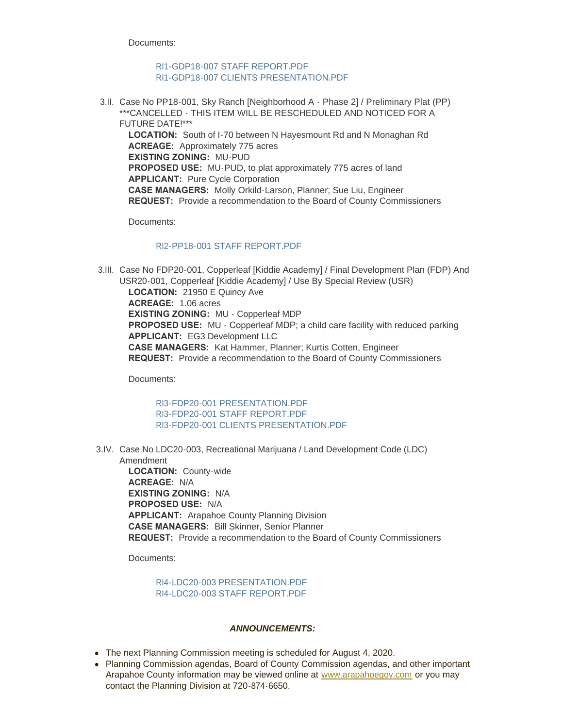Documents:

RI1-GDP18-007 STAFF REPORT.PDF
RI1-GDP18-007 CLIENTS PRESENTATION.PDF

3.II. Case No PP18-001, Sky Ranch [Neighborhood A - Phase 2] / Preliminary Plat (PP) ***CANCELLED - THIS ITEM WILL BE RESCHEDULED AND NOTICED FOR A FUTURE DATE!***

**LOCATION:** South of I-70 between N Hayesmount Rd and N Monaghan Rd
**ACREAGE:** Approximately 775 acres
**EXISTING ZONING:** MU-PUD
**PROPOSED USE:** MU-PUD, to plat approximately 775 acres of land
**APPLICANT:** Pure Cycle Corporation
**CASE MANAGERS:** Molly Orkild-Larson, Planner; Sue Liu, Engineer
**REQUEST:** Provide a recommendation to the Board of County Commissioners

Documents:

RI2-PP18-001 STAFF REPORT.PDF

3.III. Case No FDP20-001, Copperleaf [Kiddie Academy] / Final Development Plan (FDP) And USR20-001, Copperleaf [Kiddie Academy] / Use By Special Review (USR)

**LOCATION:** 21950 E Quincy Ave
**ACREAGE:** 1.06 acres
**EXISTING ZONING:** MU - Copperleaf MDP
**PROPOSED USE:** MU - Copperleaf MDP; a child care facility with reduced parking
**APPLICANT:** EG3 Development LLC
**CASE MANAGERS:** Kat Hammer, Planner; Kurtis Cotten, Engineer
**REQUEST:** Provide a recommendation to the Board of County Commissioners

Documents:

RI3-FDP20-001 PRESENTATION.PDF
RI3-FDP20-001 STAFF REPORT.PDF
RI3-FDP20-001 CLIENTS PRESENTATION.PDF

3.IV. Case No LDC20-003, Recreational Marijuana / Land Development Code (LDC) Amendment

**LOCATION:** County-wide
**ACREAGE:** N/A
**EXISTING ZONING:** N/A
**PROPOSED USE:** N/A
**APPLICANT:** Arapahoe County Planning Division
**CASE MANAGERS:** Bill Skinner, Senior Planner
**REQUEST:** Provide a recommendation to the Board of County Commissioners

Documents:

RI4-LDC20-003 PRESENTATION.PDF
RI4-LDC20-003 STAFF REPORT.PDF

***ANNOUNCEMENTS:***

- The next Planning Commission meeting is scheduled for August 4, 2020.
- Planning Commission agendas, Board of County Commission agendas, and other important Arapahoe County information may be viewed online at www.arapahoegov.com or you may contact the Planning Division at 720-874-6650.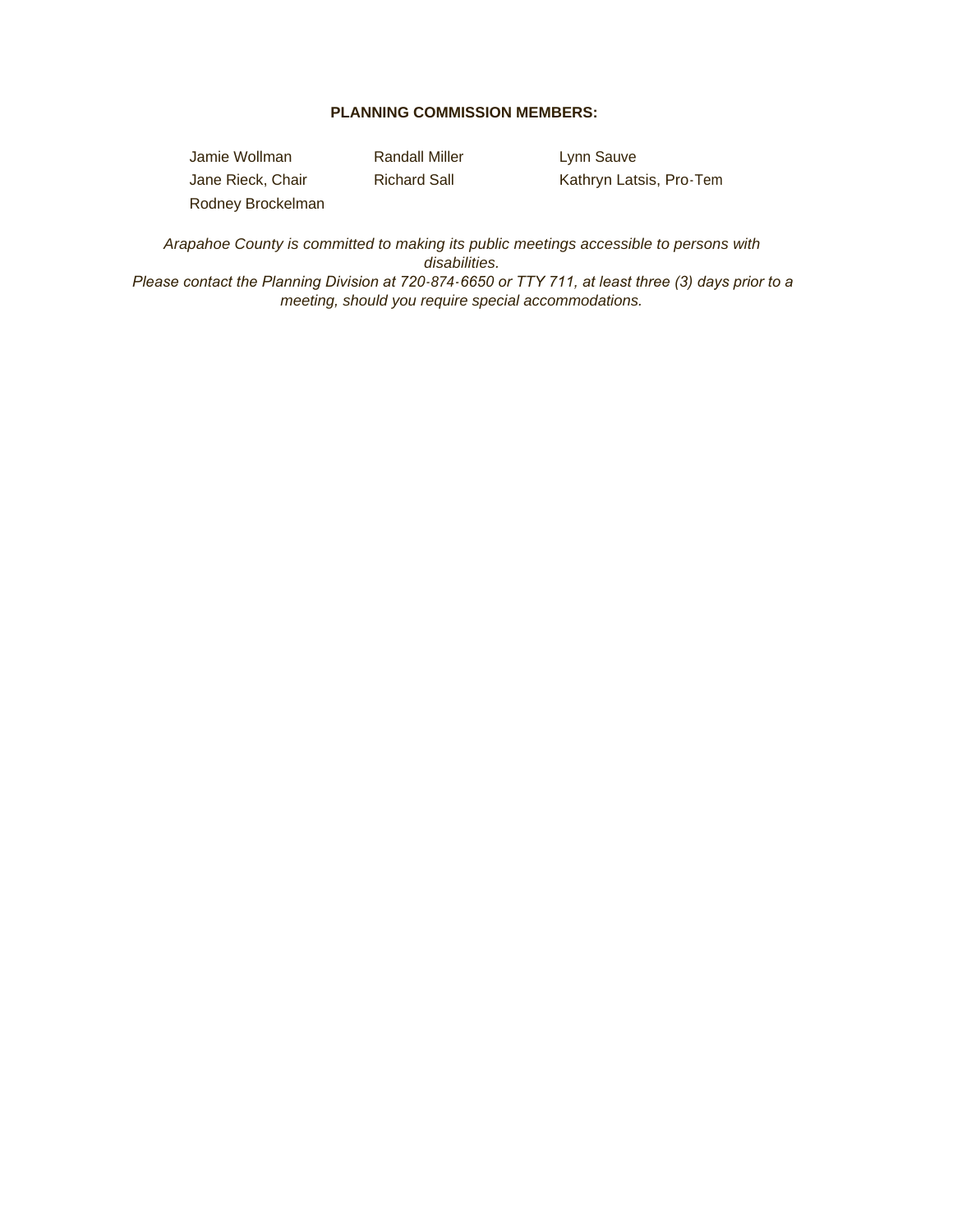**PLANNING COMMISSION MEMBERS:**

| | | |
|---|---|---|
| Jamie Wollman | Randall Miller | Lynn Sauve |
| Jane Rieck, Chair | Richard Sall | Kathryn Latsis, Pro-Tem |
| Rodney Brockelman | | |

*Arapahoe County is committed to making its public meetings accessible to persons with disabilities.*
*Please contact the Planning Division at 720-874-6650 or TTY 711, at least three (3) days prior to a meeting, should you require special accommodations.*